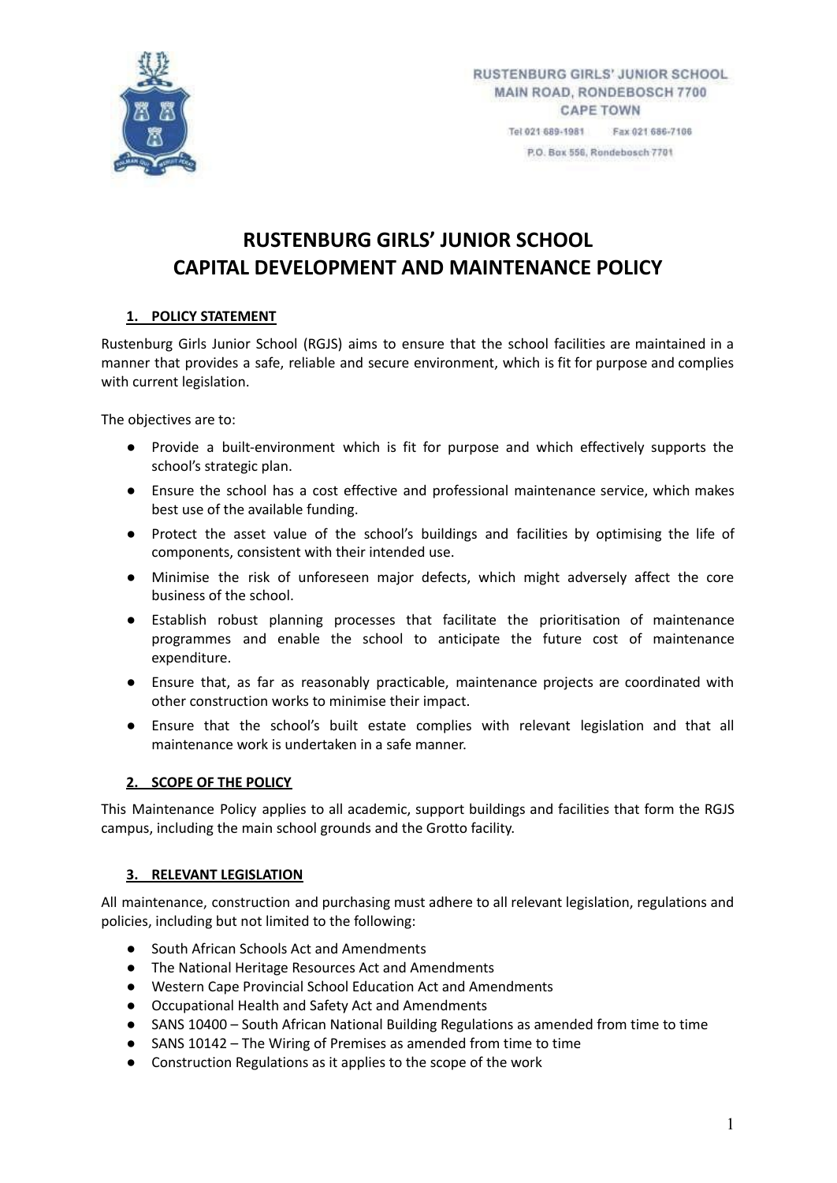RUSTENBURG GIRLS' JUNIOR SCHOOL
MAIN ROAD, RONDEBOSCH 7700
CAPE TOWN

Tel 021 689-1981 Fax 021 686-7106

P.O. Box 556, Rondebosch 7701

# RUSTENBURG GIRLS' JUNIOR SCHOOL CAPITAL DEVELOPMENT AND MAINTENANCE POLICY

## 1. POLICY STATEMENT

Rustenburg Girls Junior School (RGJS) aims to ensure that the school facilities are maintained in a manner that provides a safe, reliable and secure environment, which is fit for purpose and complies with current legislation.

The objectives are to:

- Provide a built-environment which is fit for purpose and which effectively supports the school's strategic plan.
- Ensure the school has a cost effective and professional maintenance service, which makes best use of the available funding.
- Protect the asset value of the school's buildings and facilities by optimising the life of components, consistent with their intended use.
- Minimise the risk of unforeseen major defects, which might adversely affect the core business of the school.
- Establish robust planning processes that facilitate the prioritisation of maintenance programmes and enable the school to anticipate the future cost of maintenance expenditure.
- Ensure that, as far as reasonably practicable, maintenance projects are coordinated with other construction works to minimise their impact.
- Ensure that the school's built estate complies with relevant legislation and that all maintenance work is undertaken in a safe manner.

## 2. SCOPE OF THE POLICY

This Maintenance Policy applies to all academic, support buildings and facilities that form the RGJS campus, including the main school grounds and the Grotto facility.

## 3. RELEVANT LEGISLATION

All maintenance, construction and purchasing must adhere to all relevant legislation, regulations and policies, including but not limited to the following:

- South African Schools Act and Amendments
- The National Heritage Resources Act and Amendments
- Western Cape Provincial School Education Act and Amendments
- Occupational Health and Safety Act and Amendments
- SANS 10400 – South African National Building Regulations as amended from time to time
- SANS 10142 – The Wiring of Premises as amended from time to time
- Construction Regulations as it applies to the scope of the work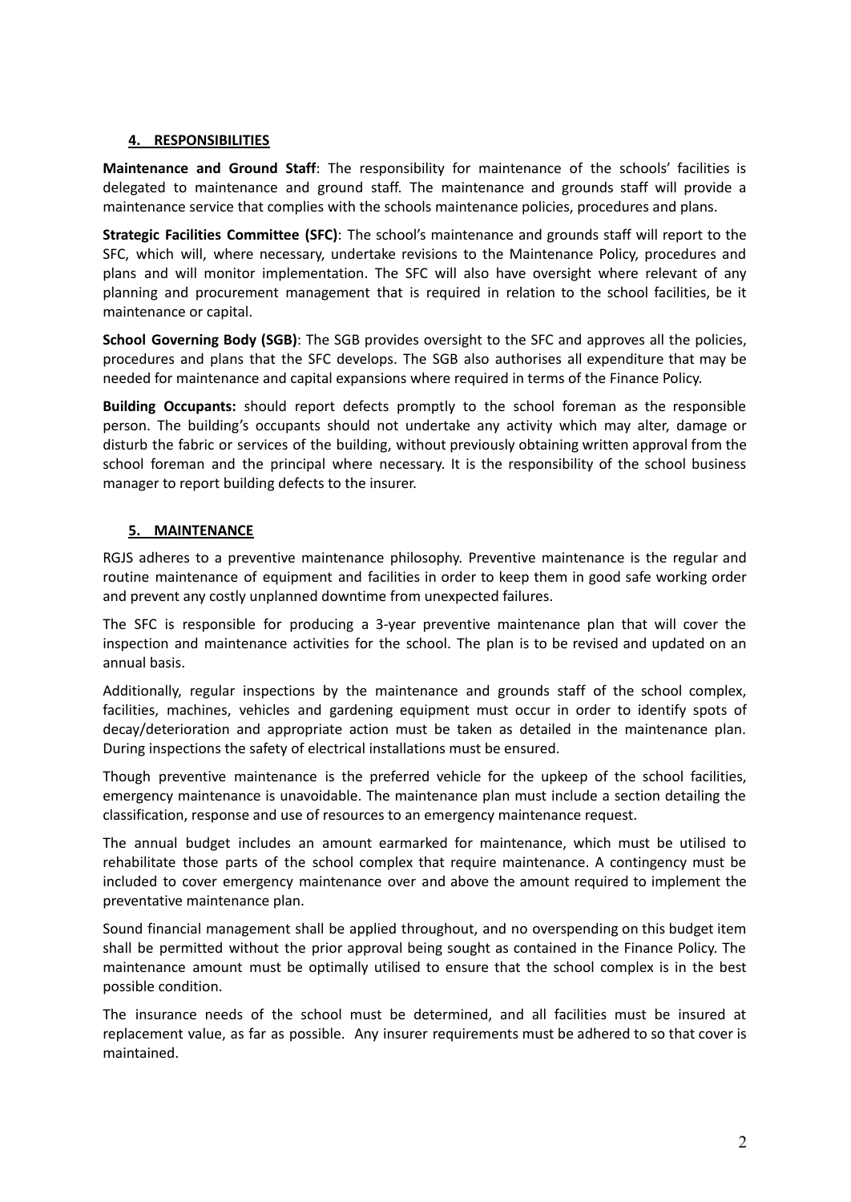## 4. RESPONSIBILITIES

**Maintenance and Ground Staff**: The responsibility for maintenance of the schools' facilities is delegated to maintenance and ground staff. The maintenance and grounds staff will provide a maintenance service that complies with the schools maintenance policies, procedures and plans.

**Strategic Facilities Committee (SFC)**: The school's maintenance and grounds staff will report to the SFC, which will, where necessary, undertake revisions to the Maintenance Policy, procedures and plans and will monitor implementation. The SFC will also have oversight where relevant of any planning and procurement management that is required in relation to the school facilities, be it maintenance or capital.

**School Governing Body (SGB)**: The SGB provides oversight to the SFC and approves all the policies, procedures and plans that the SFC develops. The SGB also authorises all expenditure that may be needed for maintenance and capital expansions where required in terms of the Finance Policy.

**Building Occupants:** should report defects promptly to the school foreman as the responsible person. The building's occupants should not undertake any activity which may alter, damage or disturb the fabric or services of the building, without previously obtaining written approval from the school foreman and the principal where necessary. It is the responsibility of the school business manager to report building defects to the insurer.

## 5. MAINTENANCE

RGJS adheres to a preventive maintenance philosophy. Preventive maintenance is the regular and routine maintenance of equipment and facilities in order to keep them in good safe working order and prevent any costly unplanned downtime from unexpected failures.

The SFC is responsible for producing a 3-year preventive maintenance plan that will cover the inspection and maintenance activities for the school. The plan is to be revised and updated on an annual basis.

Additionally, regular inspections by the maintenance and grounds staff of the school complex, facilities, machines, vehicles and gardening equipment must occur in order to identify spots of decay/deterioration and appropriate action must be taken as detailed in the maintenance plan. During inspections the safety of electrical installations must be ensured.

Though preventive maintenance is the preferred vehicle for the upkeep of the school facilities, emergency maintenance is unavoidable. The maintenance plan must include a section detailing the classification, response and use of resources to an emergency maintenance request.

The annual budget includes an amount earmarked for maintenance, which must be utilised to rehabilitate those parts of the school complex that require maintenance. A contingency must be included to cover emergency maintenance over and above the amount required to implement the preventative maintenance plan.

Sound financial management shall be applied throughout, and no overspending on this budget item shall be permitted without the prior approval being sought as contained in the Finance Policy. The maintenance amount must be optimally utilised to ensure that the school complex is in the best possible condition.

The insurance needs of the school must be determined, and all facilities must be insured at replacement value, as far as possible. Any insurer requirements must be adhered to so that cover is maintained.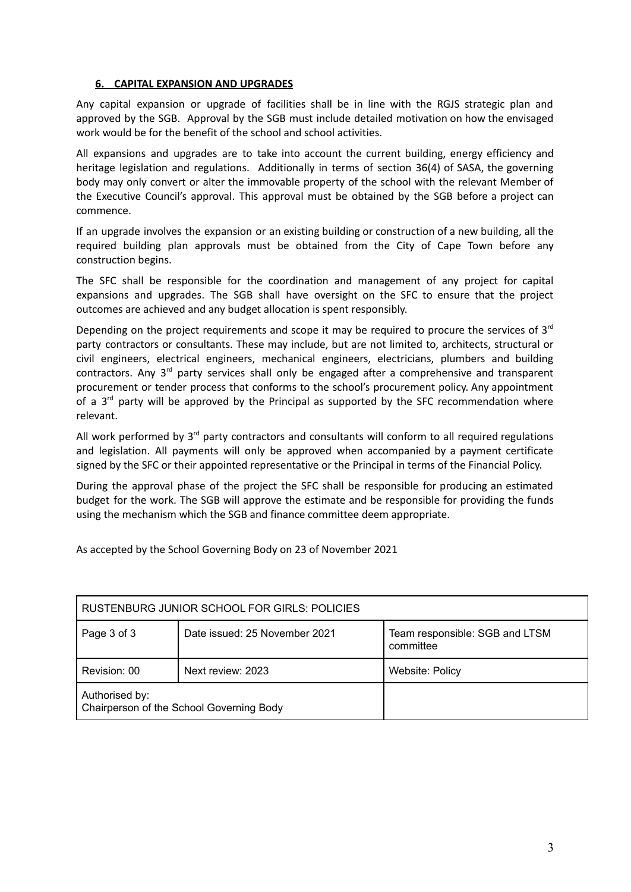### 6. CAPITAL EXPANSION AND UPGRADES

Any capital expansion or upgrade of facilities shall be in line with the RGJS strategic plan and approved by the SGB. Approval by the SGB must include detailed motivation on how the envisaged work would be for the benefit of the school and school activities.

All expansions and upgrades are to take into account the current building, energy efficiency and heritage legislation and regulations. Additionally in terms of section 36(4) of SASA, the governing body may only convert or alter the immovable property of the school with the relevant Member of the Executive Council's approval. This approval must be obtained by the SGB before a project can commence.

If an upgrade involves the expansion or an existing building or construction of a new building, all the required building plan approvals must be obtained from the City of Cape Town before any construction begins.

The SFC shall be responsible for the coordination and management of any project for capital expansions and upgrades. The SGB shall have oversight on the SFC to ensure that the project outcomes are achieved and any budget allocation is spent responsibly.

Depending on the project requirements and scope it may be required to procure the services of 3rd party contractors or consultants. These may include, but are not limited to, architects, structural or civil engineers, electrical engineers, mechanical engineers, electricians, plumbers and building contractors. Any 3rd party services shall only be engaged after a comprehensive and transparent procurement or tender process that conforms to the school's procurement policy. Any appointment of a 3rd party will be approved by the Principal as supported by the SFC recommendation where relevant.

All work performed by 3rd party contractors and consultants will conform to all required regulations and legislation. All payments will only be approved when accompanied by a payment certificate signed by the SFC or their appointed representative or the Principal in terms of the Financial Policy.

During the approval phase of the project the SFC shall be responsible for producing an estimated budget for the work. The SGB will approve the estimate and be responsible for providing the funds using the mechanism which the SGB and finance committee deem appropriate.

As accepted by the School Governing Body on 23 of November 2021

| RUSTENBURG JUNIOR SCHOOL FOR GIRLS: POLICIES | | |
|---|---|---|
| Page 3 of 3 | Date issued: 25 November 2021 | Team responsible: SGB and LTSM committee |
| Revision: 00 | Next review: 2023 | Website: Policy |
| Authorised by: Chairperson of the School Governing Body | | |